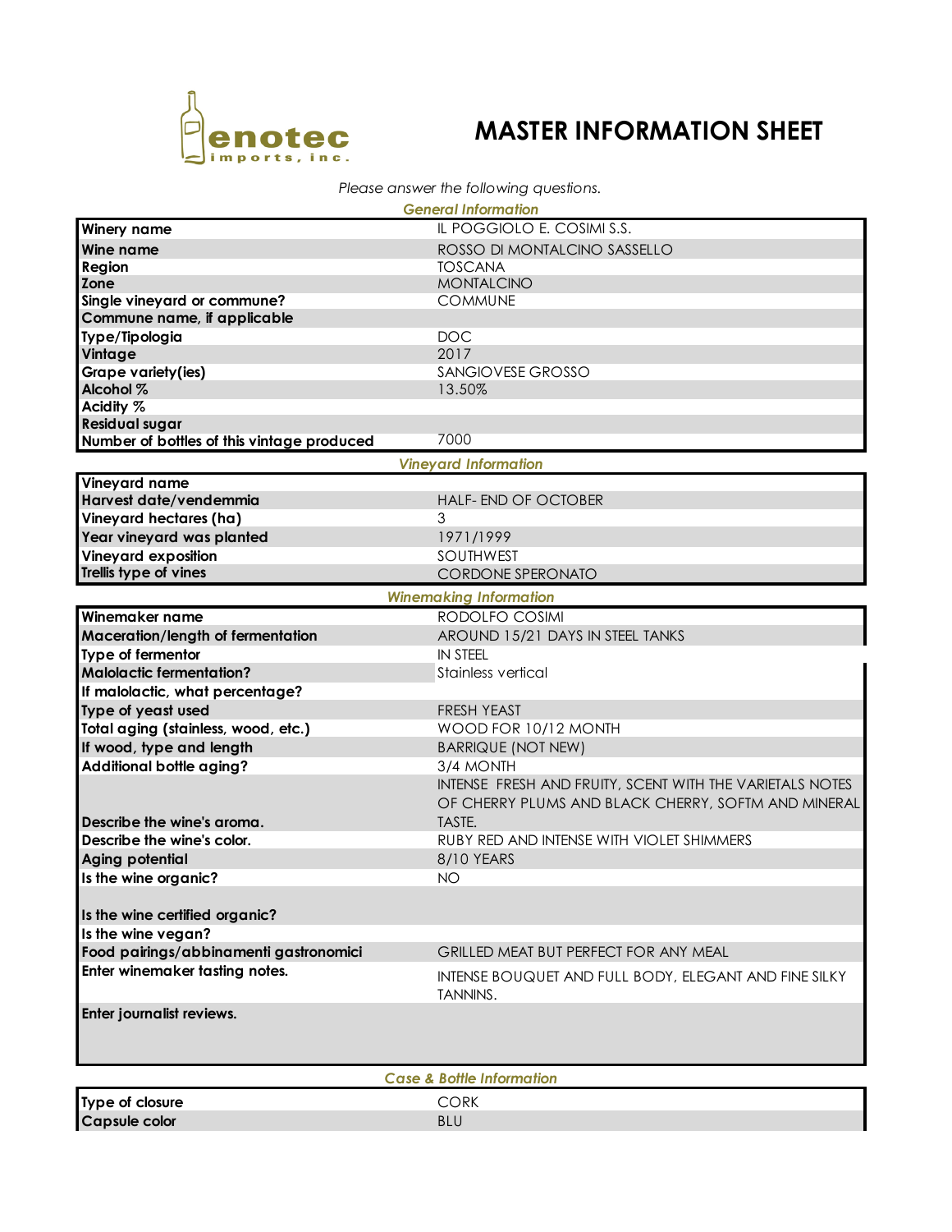# MASTER INFORMATION SHEET

enotec imports, inc.

*Please answer the following questions.*

***General Information***

| | |
|---|---|
| **Winery name** | IL POGGIOLO E. COSIMI S.S. |
| **Wine name** | ROSSO DI MONTALCINO SASSELLO |
| **Region** | TOSCANA |
| **Zone** | MONTALCINO |
| **Single vineyard or commune?** | COMMUNE |
| **Commune name, if applicable** | |
| **Type/Tipologia** | DOC |
| **Vintage** | 2017 |
| **Grape variety(ies)** | SANGIOVESE GROSSO |
| **Alcohol %** | 13.50% |
| **Acidity %** | |
| **Residual sugar** | |
| **Number of bottles of this vintage produced** | 7000 |

***Vineyard Information***

| | |
|---|---|
| **Vineyard name** | |
| **Harvest date/vendemmia** | HALF- END OF OCTOBER |
| **Vineyard hectares (ha)** | 3 |
| **Year vineyard was planted** | 1971/1999 |
| **Vineyard exposition** | SOUTHWEST |
| **Trellis type of vines** | CORDONE SPERONATO |

***Winemaking Information***

| | |
|---|---|
| **Winemaker name** | RODOLFO COSIMI |
| **Maceration/length of fermentation** | AROUND 15/21 DAYS IN STEEL TANKS |
| **Type of fermentor** | IN STEEL |
| **Malolactic fermentation?** | Stainless vertical |
| **If malolactic, what percentage?** | |
| **Type of yeast used** | FRESH YEAST |
| **Total aging (stainless, wood, etc.)** | WOOD FOR 10/12 MONTH |
| **If wood, type and length** | BARRIQUE (NOT NEW) |
| **Additional bottle aging?** | 3/4 MONTH |
| **Describe the wine's aroma.** | INTENSE FRESH AND FRUITY, SCENT WITH THE VARIETALS NOTES OF CHERRY PLUMS AND BLACK CHERRY, SOFTM AND MINERAL TASTE. |
| **Describe the wine's color.** | RUBY RED AND INTENSE WITH VIOLET SHIMMERS |
| **Aging potential** | 8/10 YEARS |
| **Is the wine organic?** | NO |
| **Is the wine certified organic?** | |
| **Is the wine vegan?** | |
| **Food pairings/abbinamenti gastronomici** | GRILLED MEAT BUT PERFECT FOR ANY MEAL |
| **Enter winemaker tasting notes.** | INTENSE BOUQUET AND FULL BODY, ELEGANT AND FINE SILKY TANNINS. |
| **Enter journalist reviews.** | |

***Case & Bottle Information***

| | |
|---|---|
| **Type of closure** | CORK |
| **Capsule color** | BLU |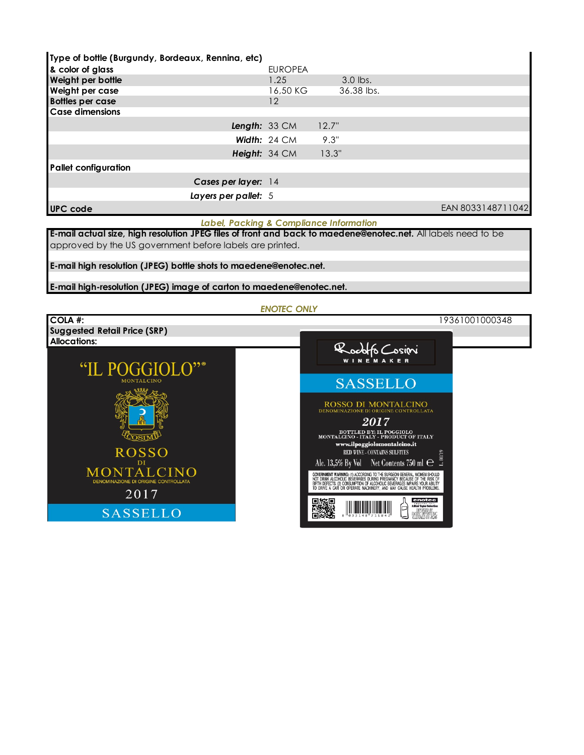| | | |
|---|---|---|
| **Type of bottle (Burgundy, Bordeaux, Rennina, etc) & color of glass** | EUROPEA | |
| **Weight per bottle** | 1.25 | 3.0 lbs. |
| **Weight per case** | 16,50 KG | 36.38 lbs. |
| **Bottles per case** | 12 | |
| **Case dimensions** | | |
| ***Length:*** | 33 CM | 12.7" |
| ***Width:*** | 24 CM | 9.3" |
| ***Height:*** | 34 CM | 13.3" |
| **Pallet configuration** | | |
| ***Cases per layer:*** | 14 | |
| ***Layers per pallet:*** | 5 | |
| **UPC code** | | EAN 8033148711042 |

*Label, Packing & Compliance Information*

**E-mail actual size, high resolution JPEG files of front and back to maedene@enotec.net.** All labels need to be approved by the US government before labels are printed.

**E-mail high resolution (JPEG) bottle shots to maedene@enotec.net.**

**E-mail high-resolution (JPEG) image of carton to maedene@enotec.net.**

*ENOTEC ONLY*

| | |
|---|---|
| **COLA #:** | 19361001000348 |
| **Suggested Retail Price (SRP)** | |
| **Allocations:** | |

"IL POGGIOLO"®
MONTALCINO
COSIMI
ROSSO
DI
MONTALCINO
DENOMINAZIONE DI ORIGINE CONTROLLATA
2017
SASSELLO

Rodolfo Cosimi
WINEMAKER
SASSELLO
ROSSO DI MONTALCINO
DENOMINAZIONE DI ORIGINE CONTROLLATA
2017
BOTTLED BY: IL POGGIOLO
MONTALCINO - ITALY - PRODUCT OF ITALY
www.ilpoggiolomontalcino.it
RED WINE - CONTAINS SULFITES
Alc. 13,5% By Vol Net Contents 750 ml ℮
L. 80/19

GOVERNMENT WARNING: (1) ACCORDING TO THE SURGEON GENERAL, WOMEN SHOULD NOT DRINK ALCOHOLIC BEVERAGES DURING PREGNANCY BECAUSE OF THE RISK OF BIRTH DEFECTS. (2) CONSUMPTION OF ALCOHOLIC BEVERAGES IMPAIRS YOUR ABILITY TO DRIVE A CAR OR OPERATE MACHINERY, AND MAY CAUSE HEALTH PROBLEMS.

8 033148 711042

enotec
A Blair Taylor Selection
IMPORTED BY
ENOTEC IMPORTS INC.